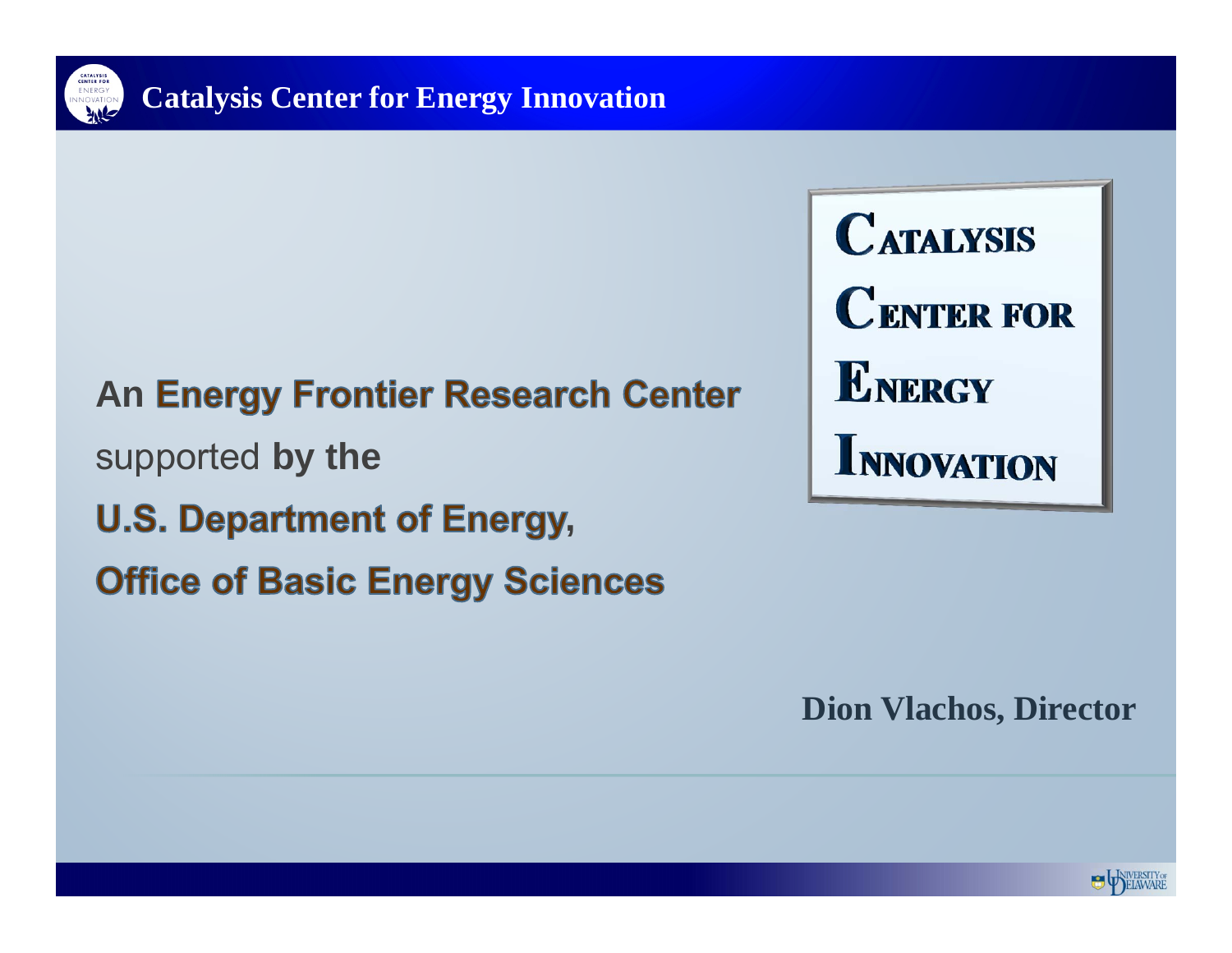# Catalysis Center for Energy Innovation

An **Energy Frontier Research Center**

supported **by the**

**U.S. Department of Energy,**

**Office of Basic Energy Sciences**

**CATALYSIS**
**CENTER FOR**
**ENERGY**
**INNOVATION**

**Dion Vlachos, Director**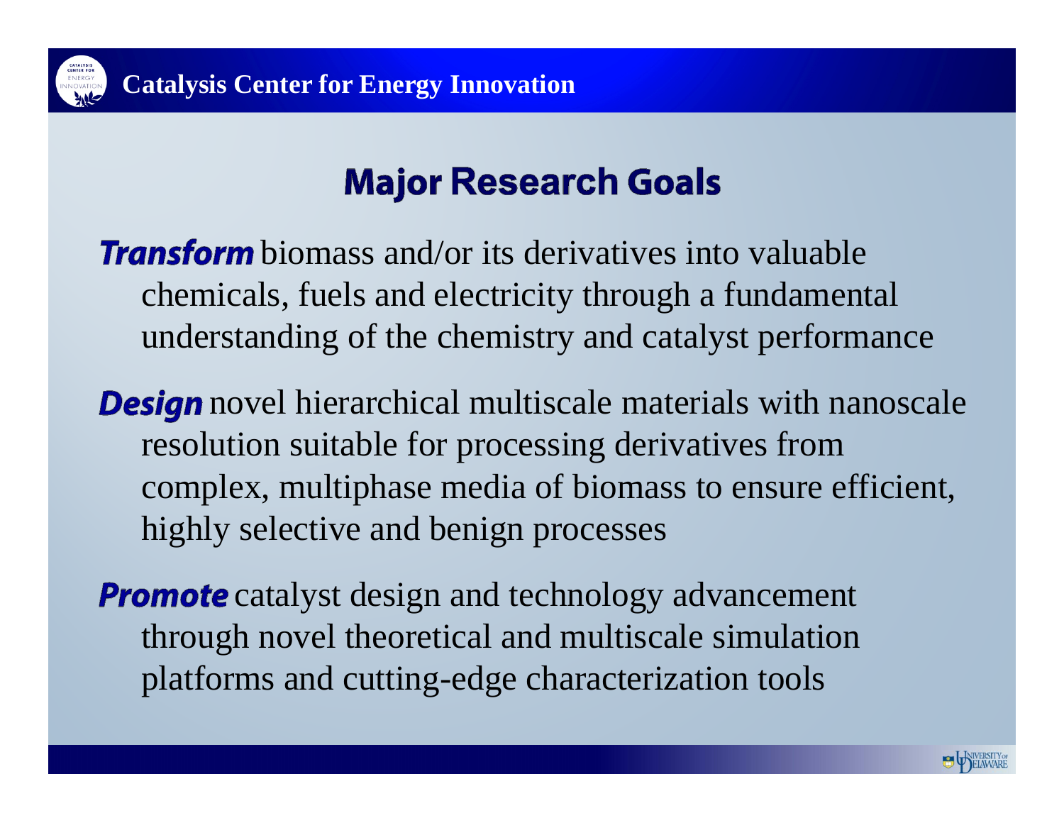## Major Research Goals

***Transform*** biomass and/or its derivatives into valuable chemicals, fuels and electricity through a fundamental understanding of the chemistry and catalyst performance

***Design*** novel hierarchical multiscale materials with nanoscale resolution suitable for processing derivatives from complex, multiphase media of biomass to ensure efficient, highly selective and benign processes

***Promote*** catalyst design and technology advancement through novel theoretical and multiscale simulation platforms and cutting-edge characterization tools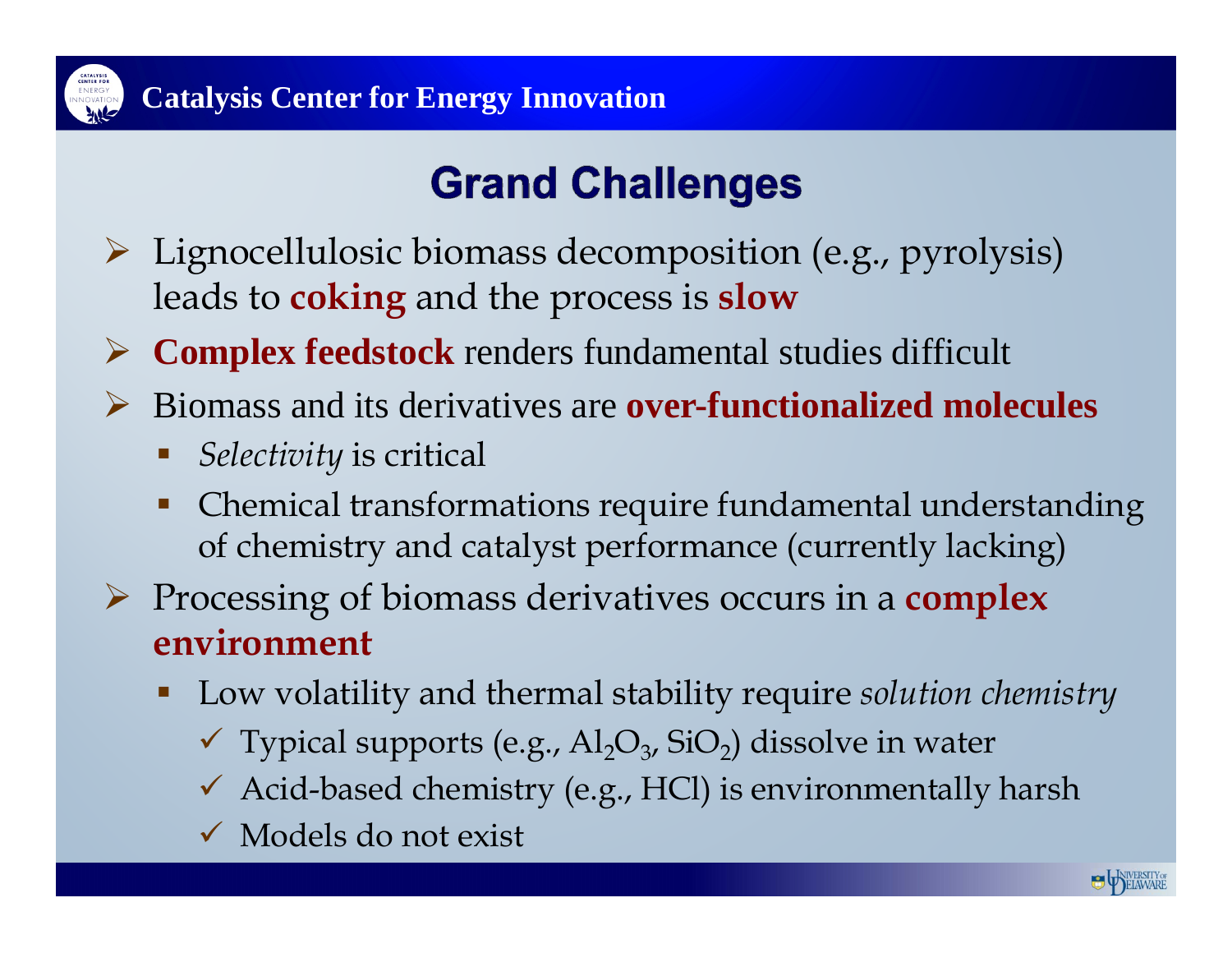## Grand Challenges

- Lignocellulosic biomass decomposition (e.g., pyrolysis) leads to **coking** and the process is **slow**
- **Complex feedstock** renders fundamental studies difficult
- Biomass and its derivatives are **over-functionalized molecules**
  - *Selectivity* is critical
  - Chemical transformations require fundamental understanding of chemistry and catalyst performance (currently lacking)
- Processing of biomass derivatives occurs in a **complex environment**
  - Low volatility and thermal stability require *solution chemistry*
    - ✓ Typical supports (e.g., $Al_2O_3$, $SiO_2$) dissolve in water
    - ✓ Acid-based chemistry (e.g., HCl) is environmentally harsh
    - ✓ Models do not exist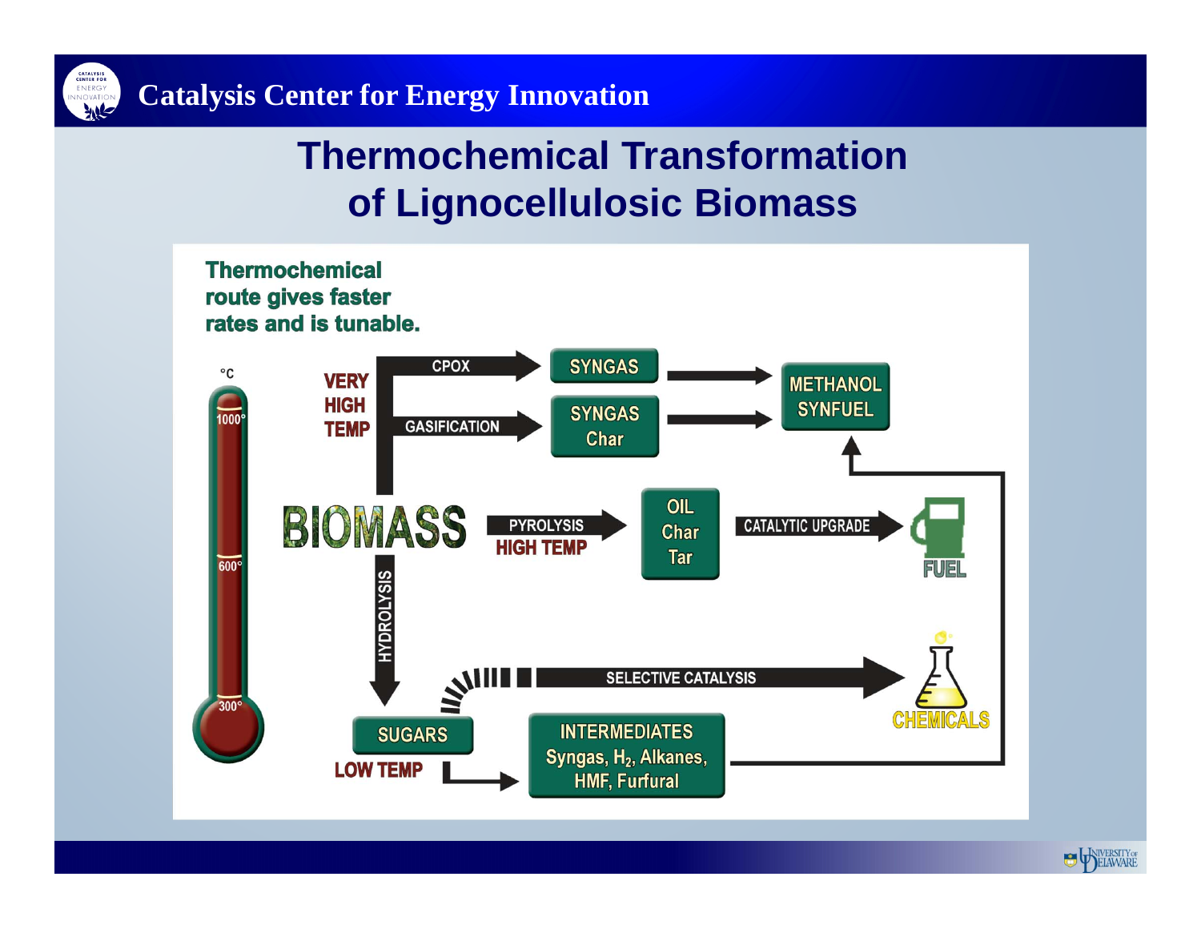# Thermochemical Transformation of Lignocellulosic Biomass

**Thermochemical route gives faster rates and is tunable.**

°C

1000°

600°

300°

VERY HIGH TEMP

CPOX → SYNGAS → METHANOL SYNFUEL

GASIFICATION → SYNGAS Char → METHANOL SYNFUEL

BIOMASS

PYROLYSIS HIGH TEMP → OIL Char Tar → CATALYTIC UPGRADE → FUEL

HYDROLYSIS → SUGARS LOW TEMP

SUGARS → SELECTIVE CATALYSIS → CHEMICALS

SUGARS → INTERMEDIATES Syngas, $H_2$, Alkanes, HMF, Furfural → METHANOL SYNFUEL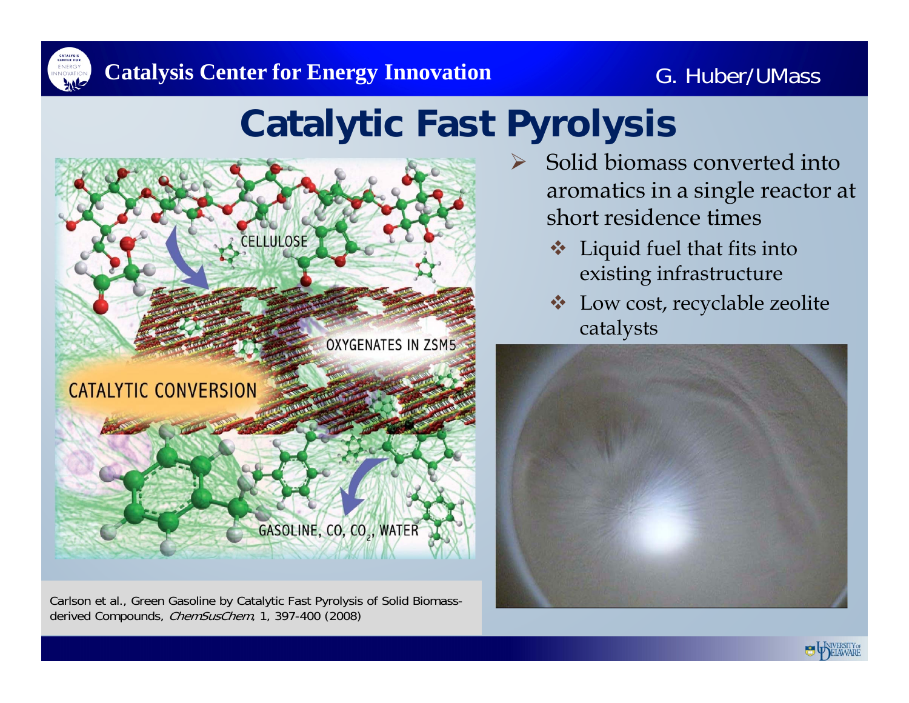# Catalytic Fast Pyrolysis

- Solid biomass converted into aromatics in a single reactor at short residence times
  - Liquid fuel that fits into existing infrastructure
  - Low cost, recyclable zeolite catalysts

Carlson et al., Green Gasoline by Catalytic Fast Pyrolysis of Solid Biomass-derived Compounds, *ChemSusChem*, 1, 397-400 (2008)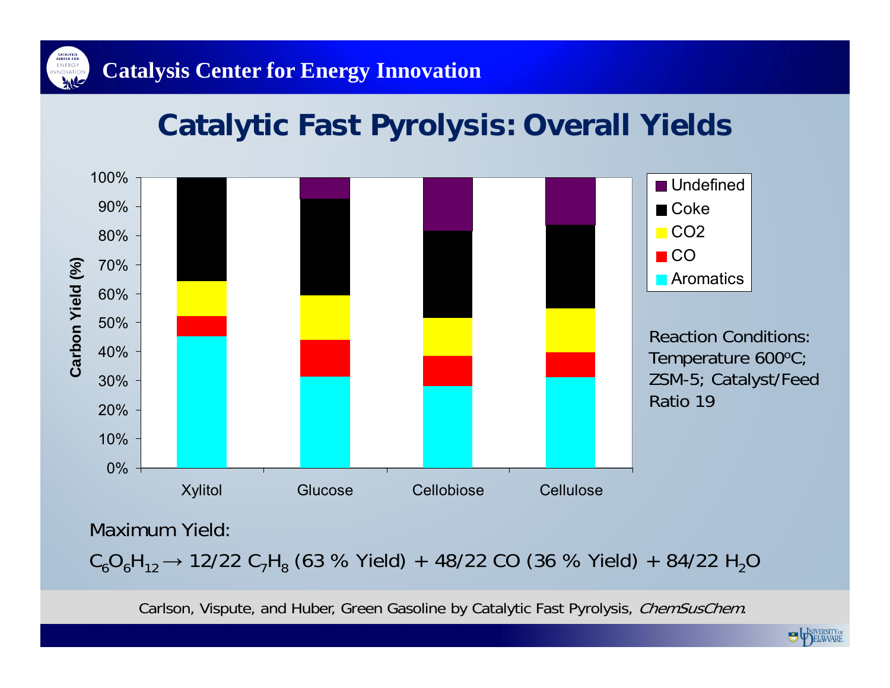# Catalytic Fast Pyrolysis: Overall Yields

Reaction Conditions: Temperature 600ºC; ZSM-5; Catalyst/Feed Ratio 19

Maximum Yield:

$C_6O_6H_{12} \rightarrow 12/22\ C_7H_8$ (63 % Yield) + 48/22 CO (36 % Yield) + 84/22 $H_2O$

Carlson, Vispute, and Huber, Green Gasoline by Catalytic Fast Pyrolysis, *ChemSusChem*.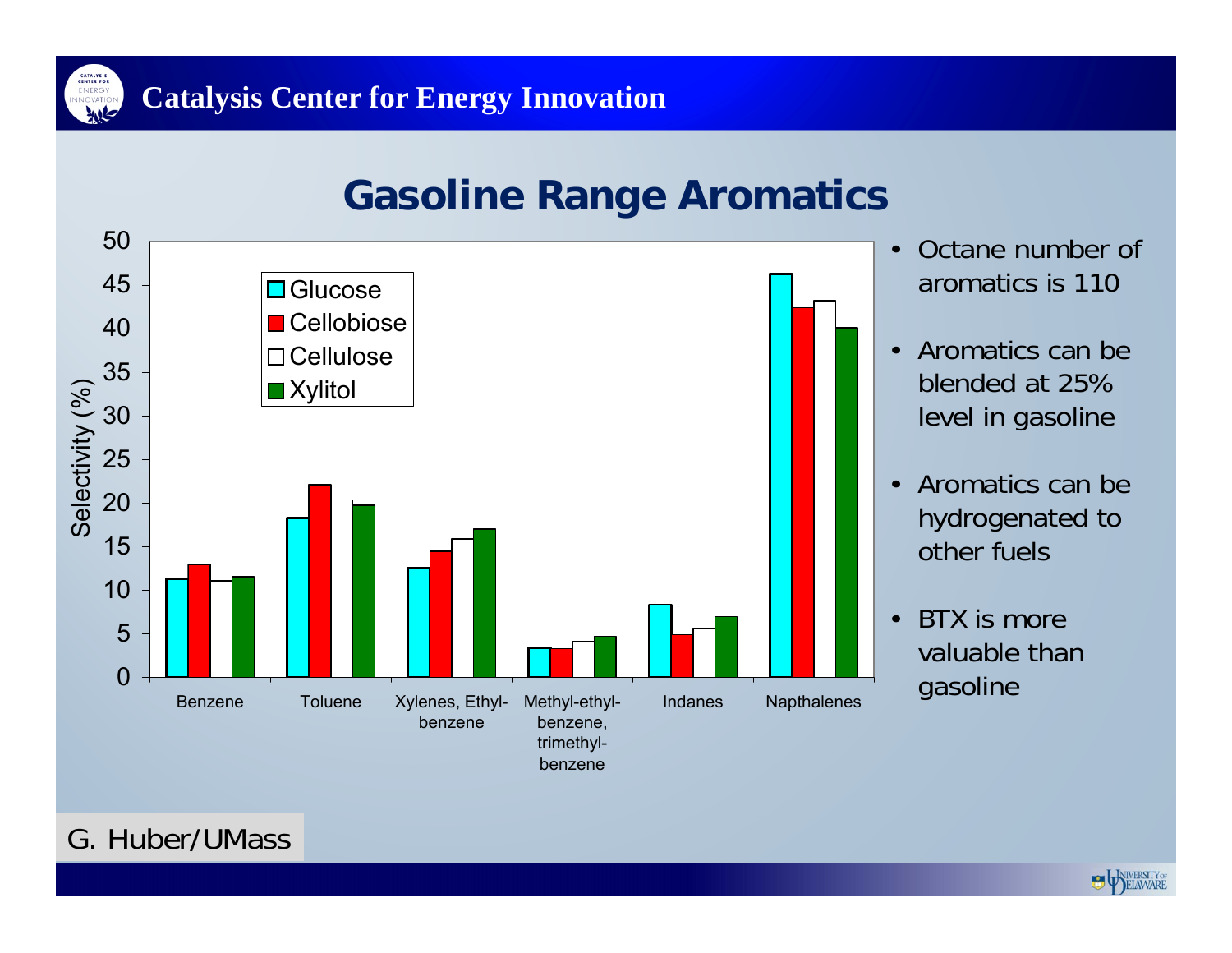## Gasoline Range Aromatics

Selectivity (%)

| | Glucose | Cellobiose | Cellulose | Xylitol |
|---|---|---|---|---|
| Benzene | 11.3 | 13 | 11 | 11.5 |
| Toluene | 18.3 | 22.1 | 20.3 | 19.8 |
| Xylenes, Ethyl-benzene | 12.5 | 14.5 | 15.9 | 17 |
| Methyl-ethyl-benzene, trimethyl-benzene | 3.4 | 3.3 | 4.1 | 4.7 |
| Indanes | 8.3 | 4.9 | 5.5 | 7 |
| Napthalenes | 46.2 | 42.4 | 43.2 | 40.1 |

- Octane number of aromatics is 110
- Aromatics can be blended at 25% level in gasoline
- Aromatics can be hydrogenated to other fuels
- BTX is more valuable than gasoline

G. Huber/UMass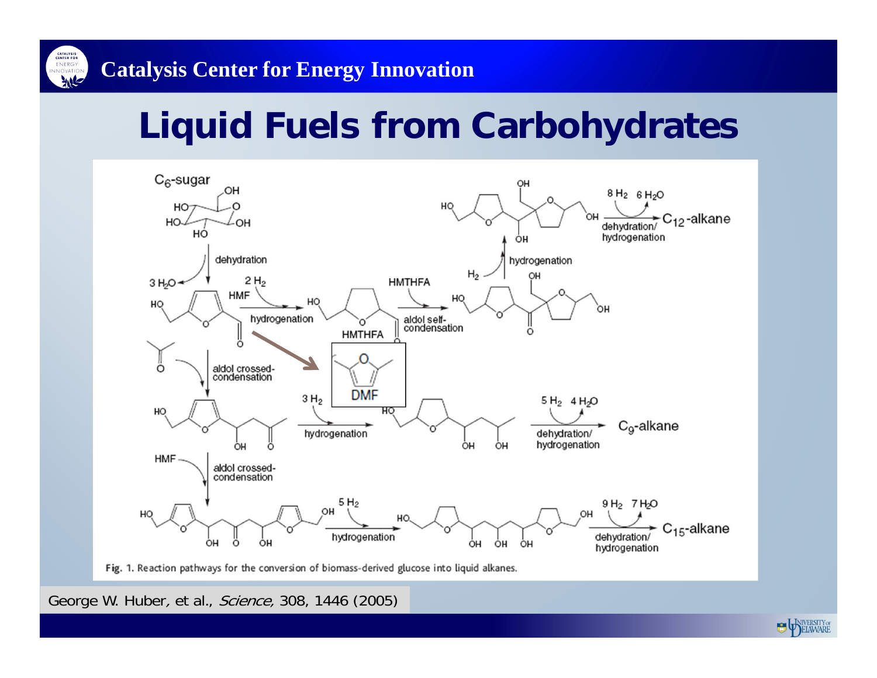# Liquid Fuels from Carbohydrates

$C_6$-sugar

dehydration

$3\ H_2O$

$2\ H_2$

HMF

hydrogenation

HMTHFA

HMTHFA

aldol self-condensation

$H_2$

hydrogenation

$8\ H_2$ $6\ H_2O$

dehydration/ hydrogenation

$C_{12}$-alkane

DMF

aldol crossed-condensation

$3\ H_2$

hydrogenation

$5\ H_2$ $4\ H_2O$

dehydration/ hydrogenation

$C_9$-alkane

HMF

aldol crossed-condensation

$5\ H_2$

hydrogenation

$9\ H_2$ $7\ H_2O$

dehydration/ hydrogenation

$C_{15}$-alkane

**Fig. 1.** Reaction pathways for the conversion of biomass-derived glucose into liquid alkanes.

George W. Huber, et al., *Science,* 308, 1446 (2005)